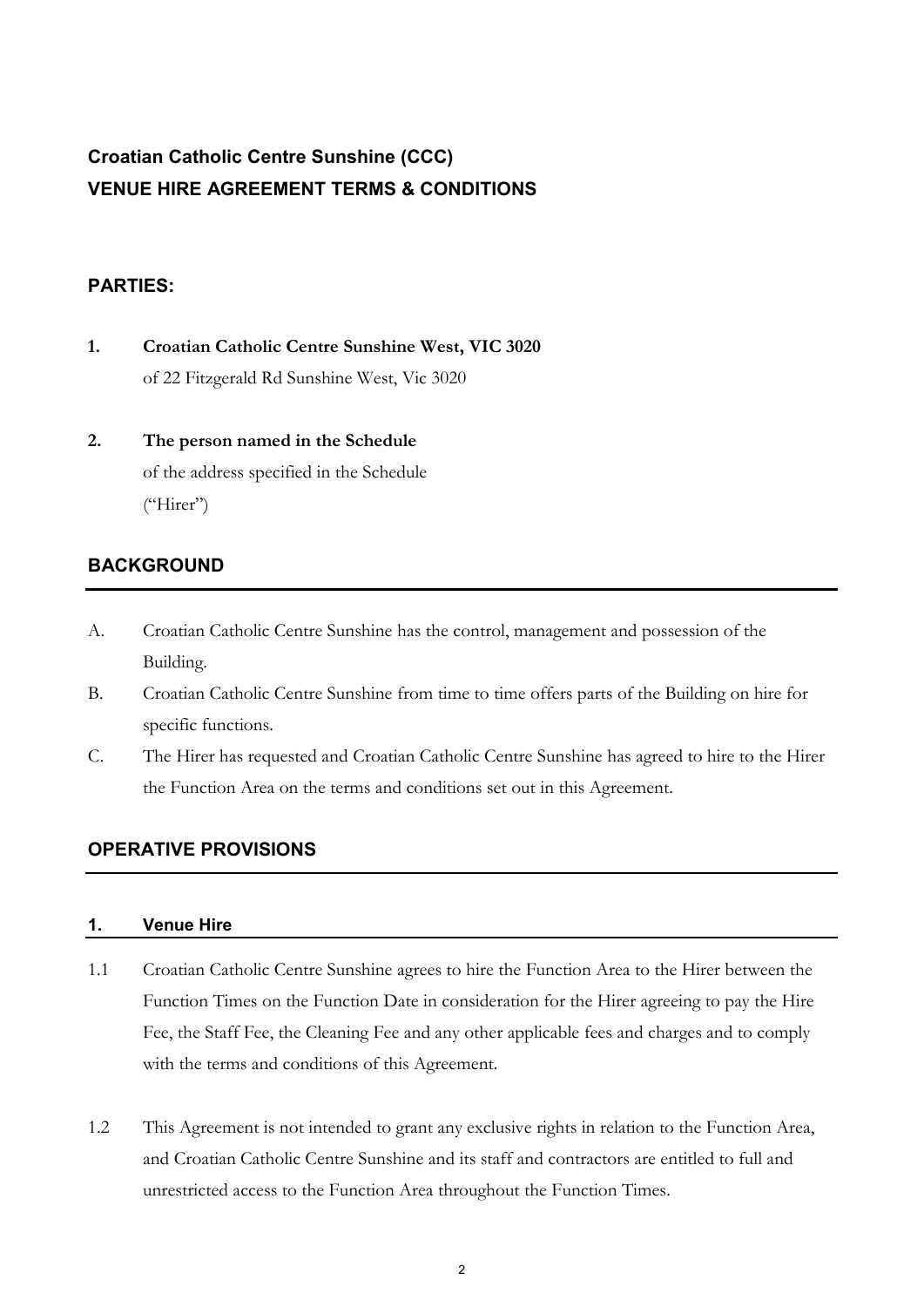# Croatian Catholic Centre Sunshine (CCC)
# VENUE HIRE AGREEMENT TERMS & CONDITIONS

## PARTIES:

1. **Croatian Catholic Centre Sunshine West, VIC 3020**
   of 22 Fitzgerald Rd Sunshine West, Vic 3020

2. **The person named in the Schedule**
   of the address specified in the Schedule
   ("Hirer")

## BACKGROUND

A. Croatian Catholic Centre Sunshine has the control, management and possession of the Building.

B. Croatian Catholic Centre Sunshine from time to time offers parts of the Building on hire for specific functions.

C. The Hirer has requested and Croatian Catholic Centre Sunshine has agreed to hire to the Hirer the Function Area on the terms and conditions set out in this Agreement.

## OPERATIVE PROVISIONS

### 1. Venue Hire

1.1 Croatian Catholic Centre Sunshine agrees to hire the Function Area to the Hirer between the Function Times on the Function Date in consideration for the Hirer agreeing to pay the Hire Fee, the Staff Fee, the Cleaning Fee and any other applicable fees and charges and to comply with the terms and conditions of this Agreement.

1.2 This Agreement is not intended to grant any exclusive rights in relation to the Function Area, and Croatian Catholic Centre Sunshine and its staff and contractors are entitled to full and unrestricted access to the Function Area throughout the Function Times.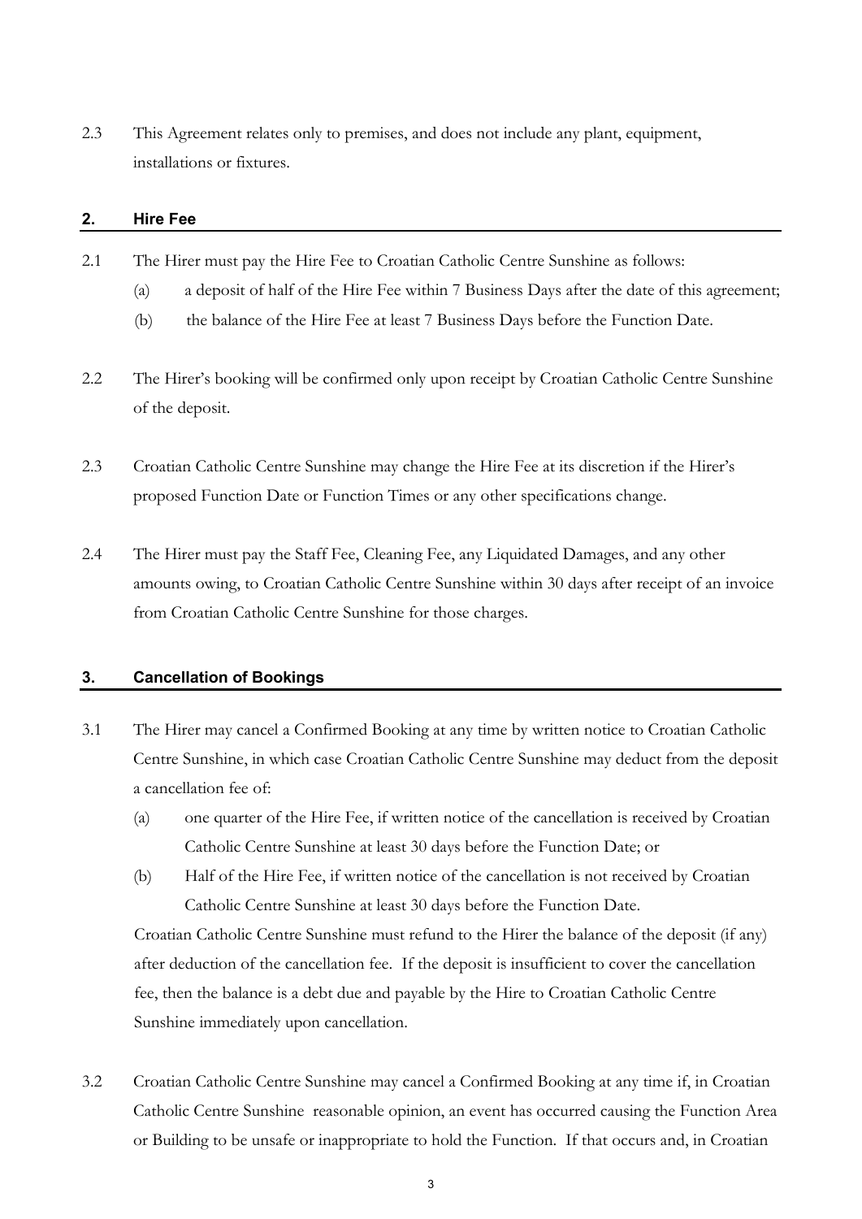2.3 This Agreement relates only to premises, and does not include any plant, equipment, installations or fixtures.

## 2. Hire Fee

2.1 The Hirer must pay the Hire Fee to Croatian Catholic Centre Sunshine as follows:

(a) a deposit of half of the Hire Fee within 7 Business Days after the date of this agreement;

(b) the balance of the Hire Fee at least 7 Business Days before the Function Date.

2.2 The Hirer's booking will be confirmed only upon receipt by Croatian Catholic Centre Sunshine of the deposit.

2.3 Croatian Catholic Centre Sunshine may change the Hire Fee at its discretion if the Hirer's proposed Function Date or Function Times or any other specifications change.

2.4 The Hirer must pay the Staff Fee, Cleaning Fee, any Liquidated Damages, and any other amounts owing, to Croatian Catholic Centre Sunshine within 30 days after receipt of an invoice from Croatian Catholic Centre Sunshine for those charges.

## 3. Cancellation of Bookings

3.1 The Hirer may cancel a Confirmed Booking at any time by written notice to Croatian Catholic Centre Sunshine, in which case Croatian Catholic Centre Sunshine may deduct from the deposit a cancellation fee of:

(a) one quarter of the Hire Fee, if written notice of the cancellation is received by Croatian Catholic Centre Sunshine at least 30 days before the Function Date; or

(b) Half of the Hire Fee, if written notice of the cancellation is not received by Croatian Catholic Centre Sunshine at least 30 days before the Function Date.

Croatian Catholic Centre Sunshine must refund to the Hirer the balance of the deposit (if any) after deduction of the cancellation fee. If the deposit is insufficient to cover the cancellation fee, then the balance is a debt due and payable by the Hire to Croatian Catholic Centre Sunshine immediately upon cancellation.

3.2 Croatian Catholic Centre Sunshine may cancel a Confirmed Booking at any time if, in Croatian Catholic Centre Sunshine reasonable opinion, an event has occurred causing the Function Area or Building to be unsafe or inappropriate to hold the Function. If that occurs and, in Croatian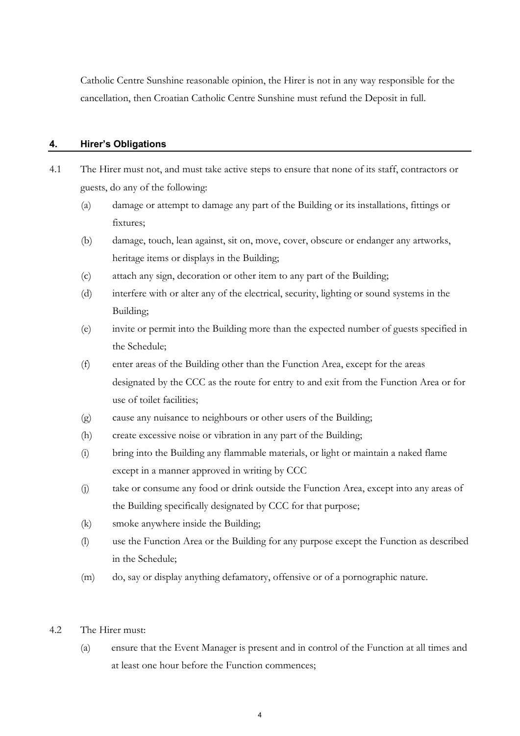Catholic Centre Sunshine reasonable opinion, the Hirer is not in any way responsible for the cancellation, then Croatian Catholic Centre Sunshine must refund the Deposit in full.

## 4. Hirer's Obligations

4.1 The Hirer must not, and must take active steps to ensure that none of its staff, contractors or guests, do any of the following:

(a) damage or attempt to damage any part of the Building or its installations, fittings or fixtures;

(b) damage, touch, lean against, sit on, move, cover, obscure or endanger any artworks, heritage items or displays in the Building;

(c) attach any sign, decoration or other item to any part of the Building;

(d) interfere with or alter any of the electrical, security, lighting or sound systems in the Building;

(e) invite or permit into the Building more than the expected number of guests specified in the Schedule;

(f) enter areas of the Building other than the Function Area, except for the areas designated by the CCC as the route for entry to and exit from the Function Area or for use of toilet facilities;

(g) cause any nuisance to neighbours or other users of the Building;

(h) create excessive noise or vibration in any part of the Building;

(i) bring into the Building any flammable materials, or light or maintain a naked flame except in a manner approved in writing by CCC

(j) take or consume any food or drink outside the Function Area, except into any areas of the Building specifically designated by CCC for that purpose;

(k) smoke anywhere inside the Building;

(l) use the Function Area or the Building for any purpose except the Function as described in the Schedule;

(m) do, say or display anything defamatory, offensive or of a pornographic nature.

4.2 The Hirer must:

(a) ensure that the Event Manager is present and in control of the Function at all times and at least one hour before the Function commences;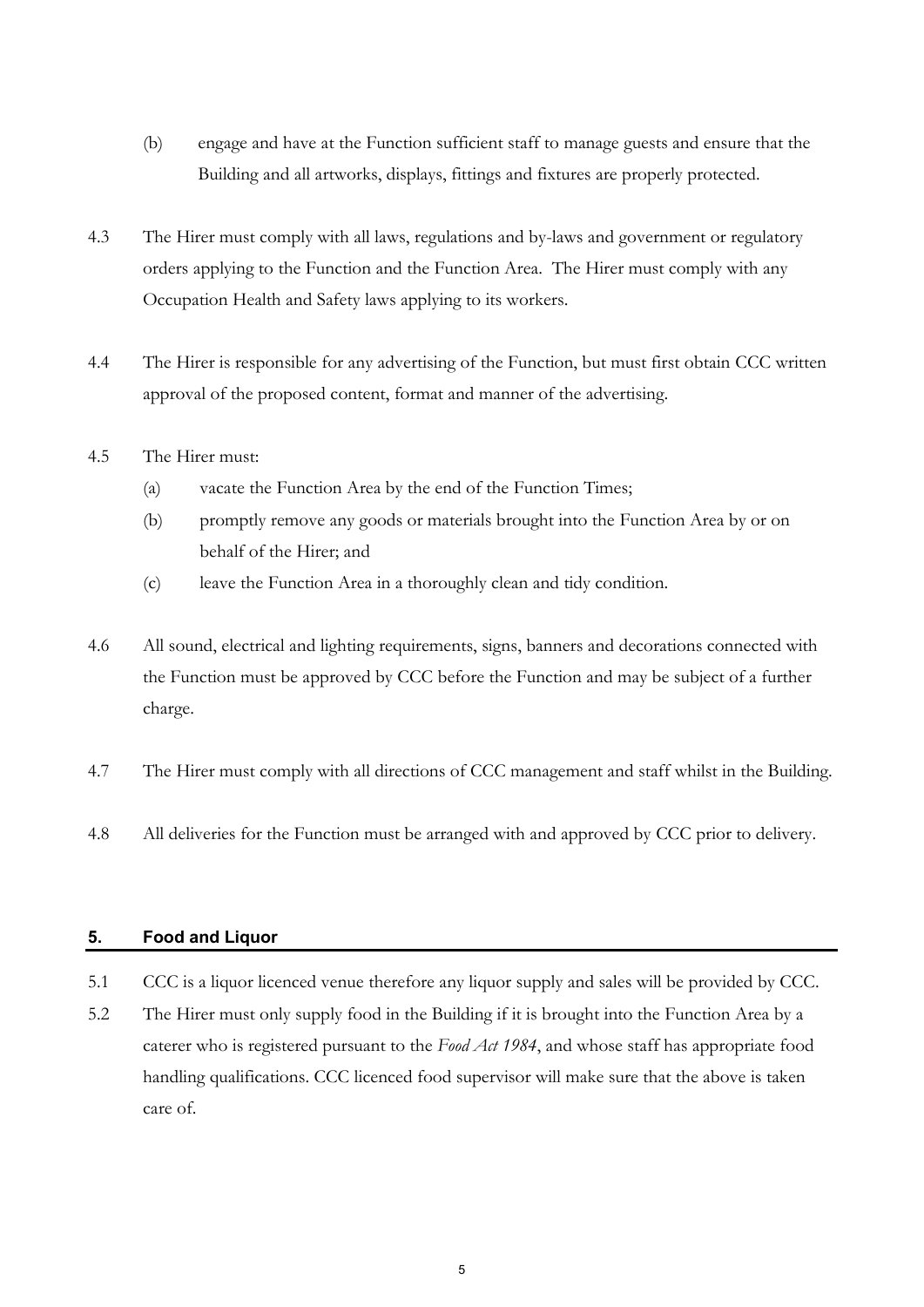(b) engage and have at the Function sufficient staff to manage guests and ensure that the Building and all artworks, displays, fittings and fixtures are properly protected.

4.3 The Hirer must comply with all laws, regulations and by-laws and government or regulatory orders applying to the Function and the Function Area. The Hirer must comply with any Occupation Health and Safety laws applying to its workers.

4.4 The Hirer is responsible for any advertising of the Function, but must first obtain CCC written approval of the proposed content, format and manner of the advertising.

4.5 The Hirer must:

(a) vacate the Function Area by the end of the Function Times;

(b) promptly remove any goods or materials brought into the Function Area by or on behalf of the Hirer; and

(c) leave the Function Area in a thoroughly clean and tidy condition.

4.6 All sound, electrical and lighting requirements, signs, banners and decorations connected with the Function must be approved by CCC before the Function and may be subject of a further charge.

4.7 The Hirer must comply with all directions of CCC management and staff whilst in the Building.

4.8 All deliveries for the Function must be arranged with and approved by CCC prior to delivery.

## 5. Food and Liquor

5.1 CCC is a liquor licenced venue therefore any liquor supply and sales will be provided by CCC.

5.2 The Hirer must only supply food in the Building if it is brought into the Function Area by a caterer who is registered pursuant to the *Food Act 1984*, and whose staff has appropriate food handling qualifications. CCC licenced food supervisor will make sure that the above is taken care of.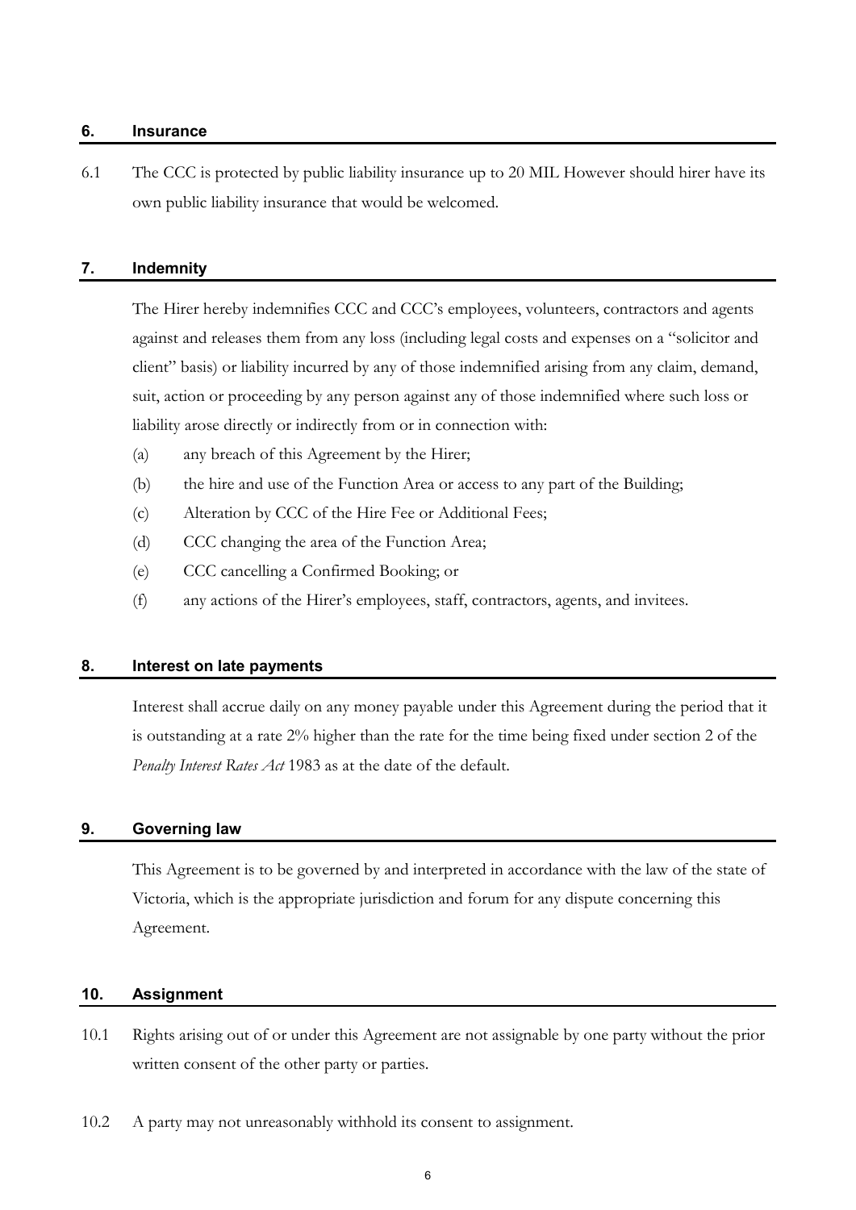## 6. Insurance

6.1 The CCC is protected by public liability insurance up to 20 MIL However should hirer have its own public liability insurance that would be welcomed.

## 7. Indemnity

The Hirer hereby indemnifies CCC and CCC's employees, volunteers, contractors and agents against and releases them from any loss (including legal costs and expenses on a "solicitor and client" basis) or liability incurred by any of those indemnified arising from any claim, demand, suit, action or proceeding by any person against any of those indemnified where such loss or liability arose directly or indirectly from or in connection with:

(a) any breach of this Agreement by the Hirer;

(b) the hire and use of the Function Area or access to any part of the Building;

(c) Alteration by CCC of the Hire Fee or Additional Fees;

(d) CCC changing the area of the Function Area;

(e) CCC cancelling a Confirmed Booking; or

(f) any actions of the Hirer's employees, staff, contractors, agents, and invitees.

## 8. Interest on late payments

Interest shall accrue daily on any money payable under this Agreement during the period that it is outstanding at a rate 2% higher than the rate for the time being fixed under section 2 of the *Penalty Interest Rates Act* 1983 as at the date of the default.

## 9. Governing law

This Agreement is to be governed by and interpreted in accordance with the law of the state of Victoria, which is the appropriate jurisdiction and forum for any dispute concerning this Agreement.

## 10. Assignment

10.1 Rights arising out of or under this Agreement are not assignable by one party without the prior written consent of the other party or parties.

10.2 A party may not unreasonably withhold its consent to assignment.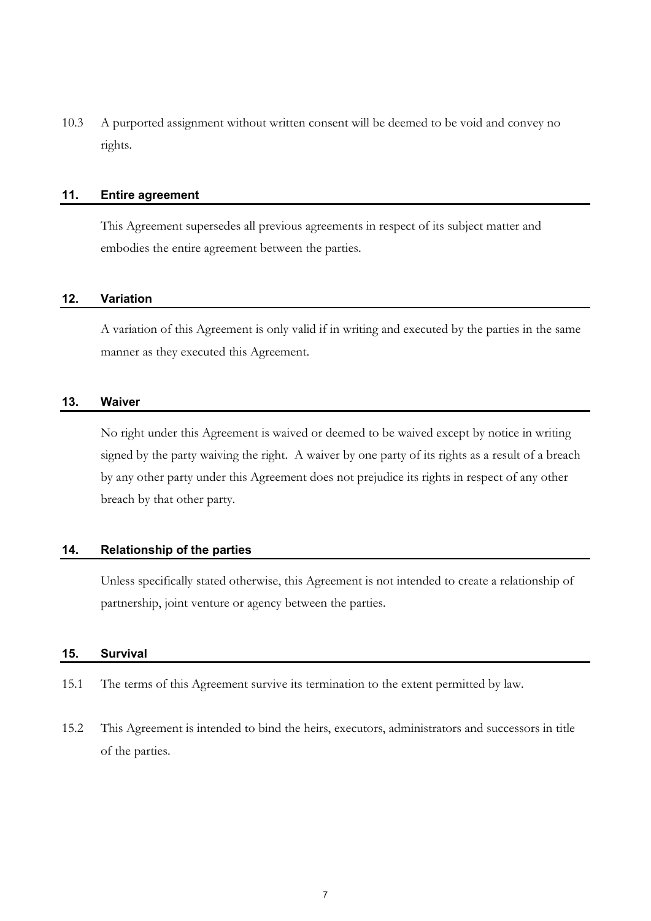10.3 A purported assignment without written consent will be deemed to be void and convey no rights.

## 11. Entire agreement

This Agreement supersedes all previous agreements in respect of its subject matter and embodies the entire agreement between the parties.

## 12. Variation

A variation of this Agreement is only valid if in writing and executed by the parties in the same manner as they executed this Agreement.

## 13. Waiver

No right under this Agreement is waived or deemed to be waived except by notice in writing signed by the party waiving the right. A waiver by one party of its rights as a result of a breach by any other party under this Agreement does not prejudice its rights in respect of any other breach by that other party.

## 14. Relationship of the parties

Unless specifically stated otherwise, this Agreement is not intended to create a relationship of partnership, joint venture or agency between the parties.

## 15. Survival

15.1 The terms of this Agreement survive its termination to the extent permitted by law.

15.2 This Agreement is intended to bind the heirs, executors, administrators and successors in title of the parties.